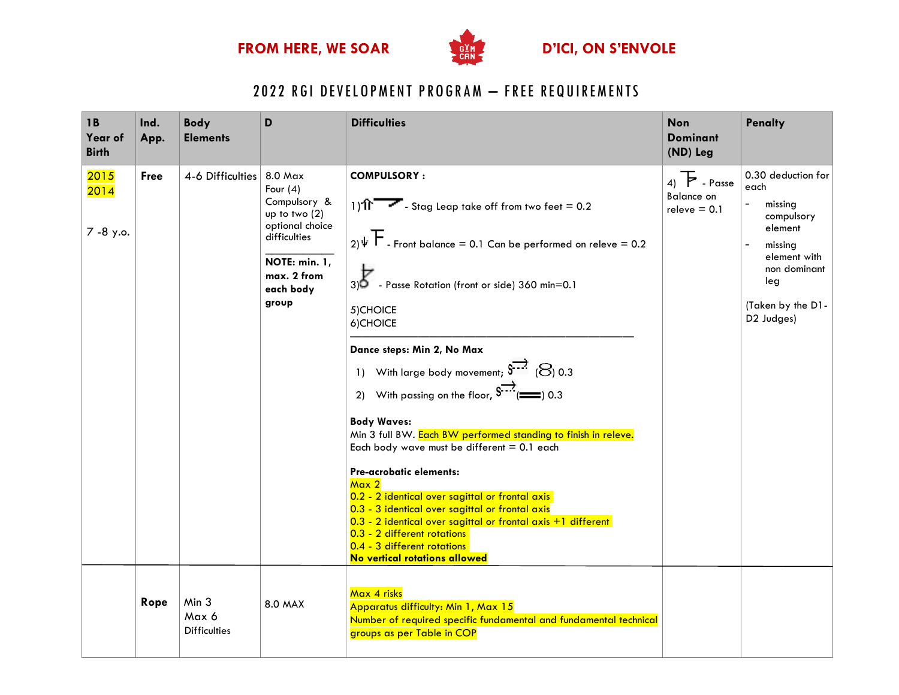FROM HERE, WE SOAR D'ICI, ON S'ENVOLE

# 2022 RGI DEVELOPMENT PROGRAM – FREE REQUIREMENTS

| 1B Year of Birth | Ind. App. | Body Elements | D | Difficulties | Non Dominant (ND) Leg | Penalty |
|---|---|---|---|---|---|---|
| 2015<br>2014<br><br>7 -8 y.o. | **Free** | 4-6 Difficulties | 8.0 Max<br>Four (4) Compulsory & up to two (2) optional choice difficulties<br><br>**NOTE: min. 1, max. 2 from each body group** | **COMPULSORY :**<br>1) - Stag Leap take off from two feet = 0.2<br>2) - Front balance = 0.1 Can be performed on releve = 0.2<br>3) - Passe Rotation (front or side) 360 min=0.1<br>5)CHOICE<br>6)CHOICE<br><br>**Dance steps: Min 2, No Max**<br>1) With large body movement; (8) 0.3<br>2) With passing on the floor, (═) 0.3<br><br>**Body Waves:**<br>Min 3 full BW. Each BW performed standing to finish in releve.<br>Each body wave must be different = 0.1 each<br><br>**Pre-acrobatic elements:**<br>Max 2<br>0.2 - 2 identical over sagittal or frontal axis<br>0.3 - 3 identical over sagittal or frontal axis<br>0.3 - 2 identical over sagittal or frontal axis +1 different<br>0.3 - 2 different rotations<br>0.4 - 3 different rotations<br>**No vertical rotations allowed** | 4) - Passe Balance on releve = 0.1 | 0.30 deduction for each<br>- missing compulsory element<br>- missing element with non dominant leg<br><br>(Taken by the D1-D2 Judges) |
| | **Rope** | Min 3<br>Max 6<br>Difficulties | 8.0 MAX | Max 4 risks<br>Apparatus difficulty: Min 1, Max 15<br>Number of required specific fundamental and fundamental technical groups as per Table in COP | | |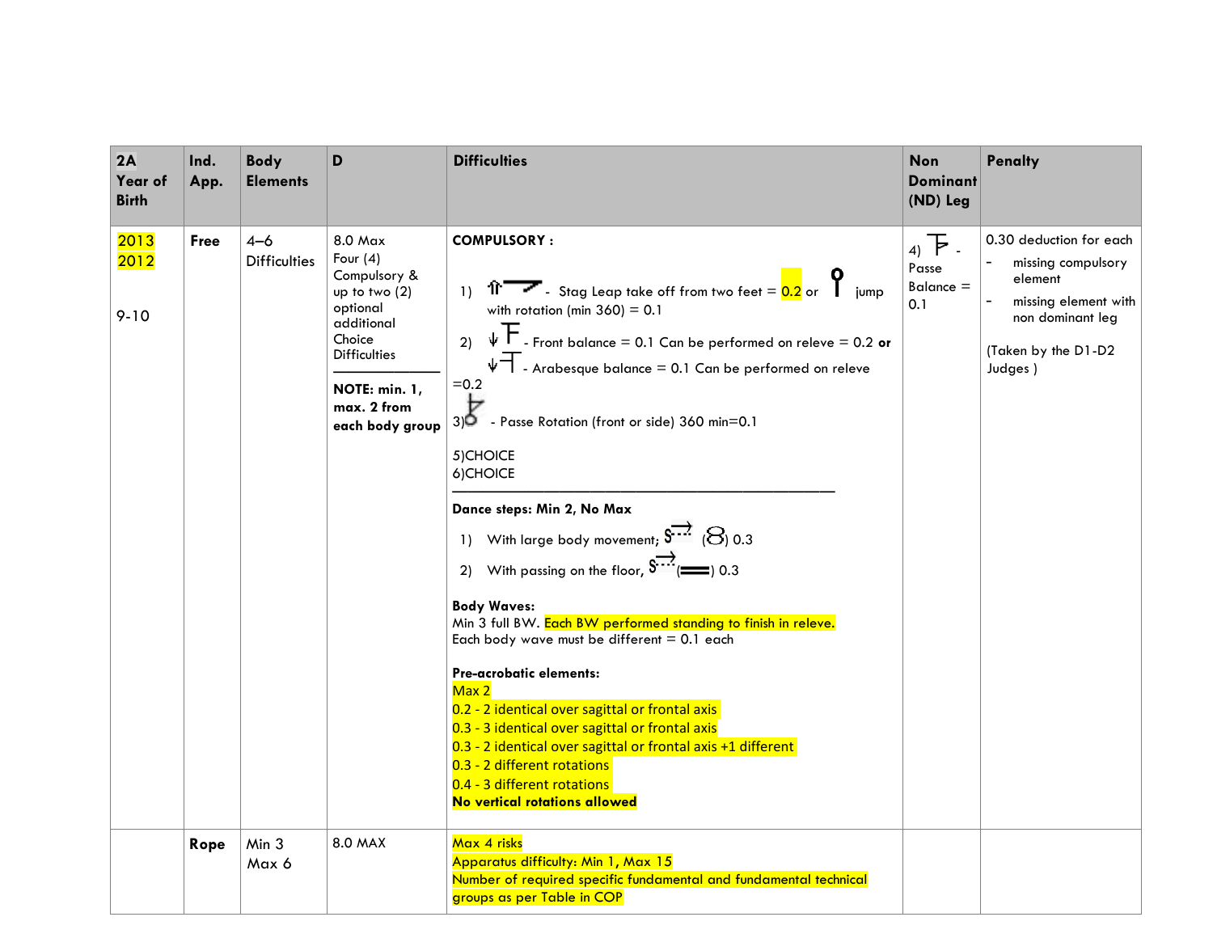| 2A Year of Birth | Ind. App. | Body Elements | D | Difficulties | Non Dominant (ND) Leg | Penalty |
|---|---|---|---|---|---|---|
| 2013<br>2012<br><br>9-10 | **Free** | 4–6 Difficulties | 8.0 Max<br>Four (4) Compulsory & up to two (2) optional additional Choice Difficulties<br><br>**NOTE: min. 1, max. 2 from each body group** | **COMPULSORY :**<br><br>1) - Stag Leap take off from two feet = 0.2 or jump with rotation (min 360) = 0.1<br><br>2) - Front balance = 0.1 Can be performed on releve = 0.2 **or** - Arabesque balance = 0.1 Can be performed on releve =0.2<br><br>3) - Passe Rotation (front or side) 360 min=0.1<br><br>5)CHOICE<br>6)CHOICE<br><br>**Dance steps: Min 2, No Max**<br><br>1) With large body movement; (8) 0.3<br><br>2) With passing on the floor, (═) 0.3<br><br>**Body Waves:**<br>Min 3 full BW. Each BW performed standing to finish in releve.<br>Each body wave must be different = 0.1 each<br><br>**Pre-acrobatic elements:**<br>Max 2<br>0.2 - 2 identical over sagittal or frontal axis<br>0.3 - 3 identical over sagittal or frontal axis<br>0.3 - 2 identical over sagittal or frontal axis +1 different<br>0.3 - 2 different rotations<br>0.4 - 3 different rotations<br>**No vertical rotations allowed** | 4) - Passe Balance = 0.1 | 0.30 deduction for each<br>- missing compulsory element<br>- missing element with non dominant leg<br><br>(Taken by the D1-D2 Judges ) |
| | **Rope** | Min 3<br>Max 6 | 8.0 MAX | Max 4 risks<br>Apparatus difficulty: Min 1, Max 15<br>Number of required specific fundamental and fundamental technical groups as per Table in COP | | |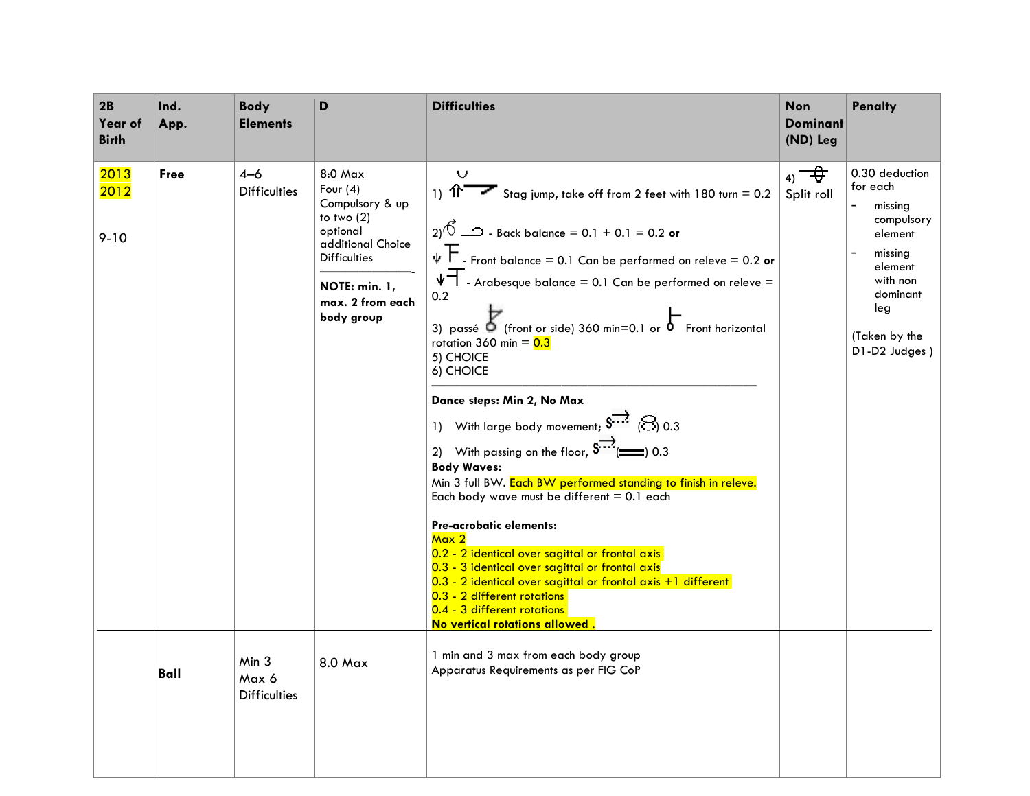| 2B Year of Birth | Ind. App. | Body Elements | D | Difficulties | Non Dominant (ND) Leg | Penalty |
|---|---|---|---|---|---|---|
| 2013<br>2012<br><br>9-10 | **Free** | 4–6 Difficulties | 8:0 Max<br>Four (4) Compulsory & up to two (2) optional additional Choice Difficulties<br>———————-<br>**NOTE: min. 1, max. 2 from each body group** | 1) Stag jump, take off from 2 feet with 180 turn = 0.2<br><br>2) - Back balance = 0.1 + 0.1 = 0.2 **or**<br>- Front balance = 0.1 Can be performed on releve = 0.2 **or**<br>- Arabesque balance = 0.1 Can be performed on releve = 0.2<br><br>3) passé (front or side) 360 min=0.1 or Front horizontal rotation 360 min = 0.3<br>5) CHOICE<br>6) CHOICE<br>———————————————————<br>**Dance steps: Min 2, No Max**<br>1) With large body movement; ( ) 0.3<br>2) With passing on the floor, ( ) 0.3<br>**Body Waves:**<br>Min 3 full BW. Each BW performed standing to finish in releve.<br>Each body wave must be different = 0.1 each<br><br>**Pre-acrobatic elements:**<br>Max 2<br>0.2 - 2 identical over sagittal or frontal axis<br>0.3 - 3 identical over sagittal or frontal axis<br>0.3 - 2 identical over sagittal or frontal axis +1 different<br>0.3 - 2 different rotations<br>0.4 - 3 different rotations<br>**No vertical rotations allowed .** | 4) Split roll | 0.30 deduction for each<br>- missing compulsory element<br>- missing element with non dominant leg<br><br>(Taken by the D1-D2 Judges ) |
| | **Ball** | Min 3<br>Max 6<br>Difficulties | 8.0 Max | 1 min and 3 max from each body group<br>Apparatus Requirements as per FIG CoP | | |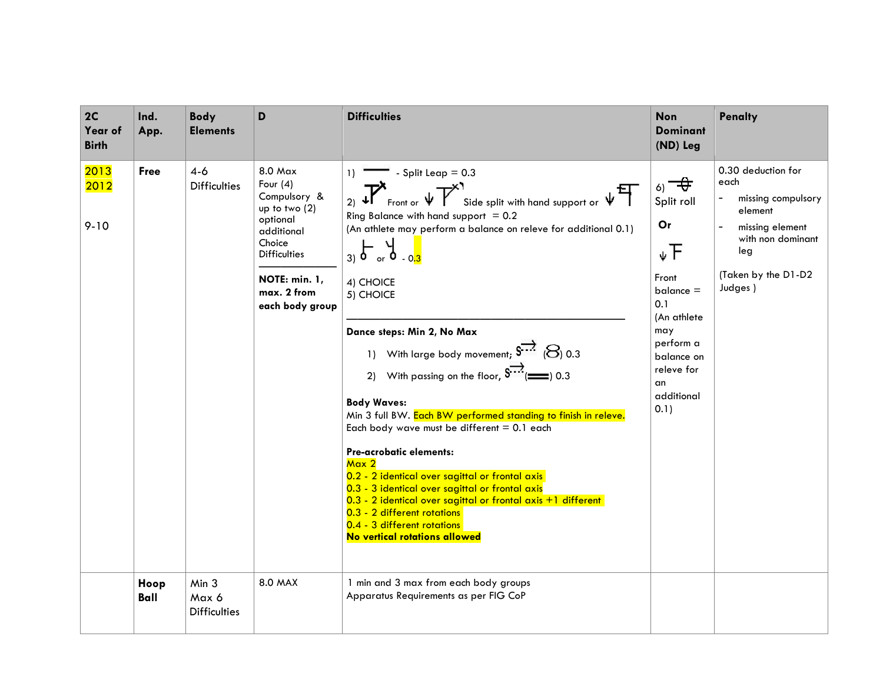| 2C Year of Birth | Ind. App. | Body Elements | D | Difficulties | Non Dominant (ND) Leg | Penalty |
|---|---|---|---|---|---|---|
| 2013<br>2012<br><br>9-10 | **Free** | 4-6 Difficulties | 8.0 Max<br>Four (4) Compulsory & up to two (2) optional additional Choice Difficulties<br><br>**NOTE: min. 1, max. 2 from each body group** | 1) - Split Leap = 0.3<br>2) Front or Side split with hand support or Ring Balance with hand support = 0.2<br>(An athlete may perform a balance on releve for additional 0.1)<br>3) or - 0.3<br>4) CHOICE<br>5) CHOICE<br><br>**Dance steps: Min 2, No Max**<br>1) With large body movement; (8) 0.3<br>2) With passing on the floor, (═) 0.3<br><br>**Body Waves:**<br>Min 3 full BW. Each BW performed standing to finish in releve.<br>Each body wave must be different = 0.1 each<br><br>**Pre-acrobatic elements:**<br>Max 2<br>0.2 - 2 identical over sagittal or frontal axis<br>0.3 - 3 identical over sagittal or frontal axis<br>0.3 - 2 identical over sagittal or frontal axis +1 different<br>0.3 - 2 different rotations<br>0.4 - 3 different rotations<br>**No vertical rotations allowed** | 6) Split roll<br>**Or**<br><br>Front balance = 0.1<br>(An athlete may perform a balance on releve for an additional 0.1) | 0.30 deduction for each<br>- missing compulsory element<br>- missing element with non dominant leg<br><br>(Taken by the D1-D2 Judges ) |
| | **Hoop**<br>**Ball** | Min 3<br>Max 6<br>Difficulties | 8.0 MAX | 1 min and 3 max from each body groups<br>Apparatus Requirements as per FIG CoP | | |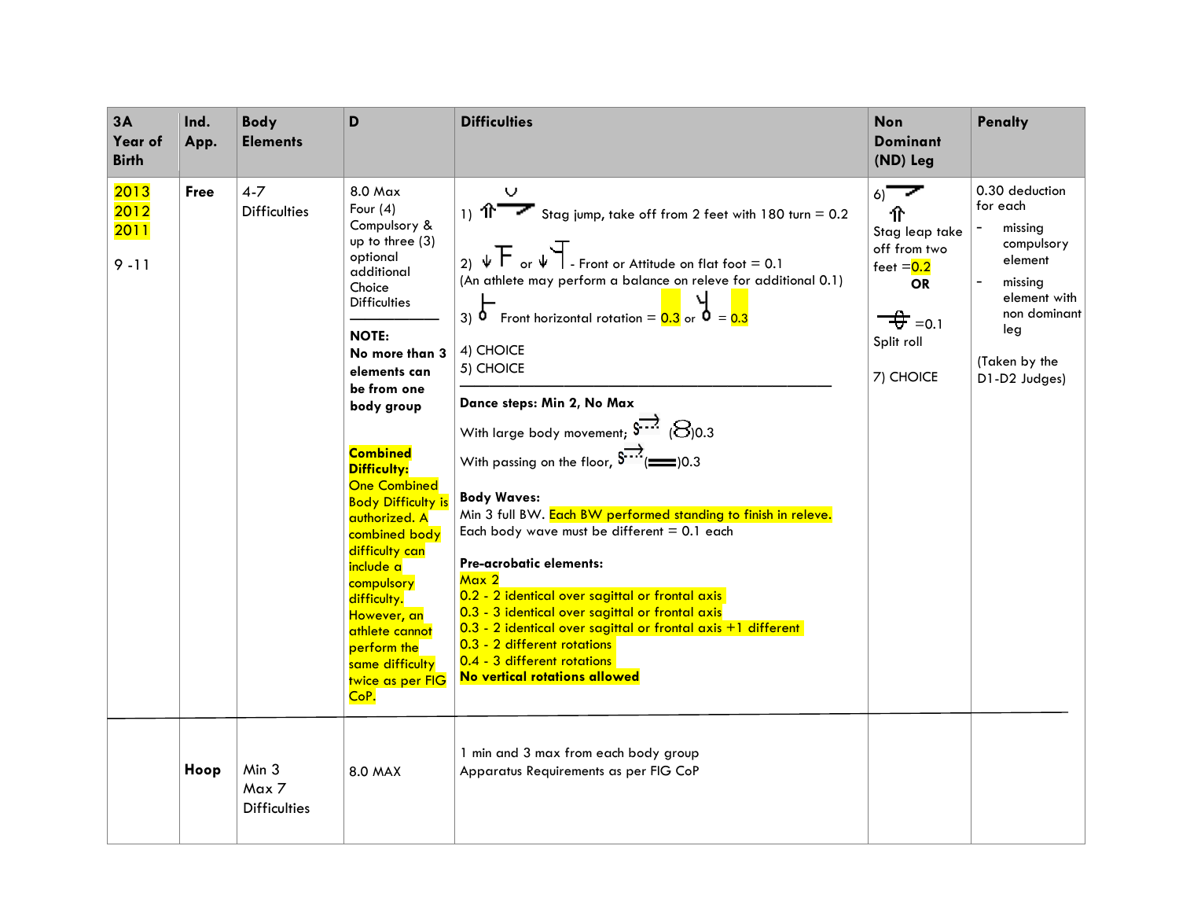| 3A Year of Birth | Ind. App. | Body Elements | D | Difficulties | Non Dominant (ND) Leg | Penalty |
|---|---|---|---|---|---|---|
| 2013<br>2012<br>2011<br><br>9 -11 | **Free** | 4-7 Difficulties | 8.0 Max<br>Four (4) Compulsory & up to three (3) optional additional Choice Difficulties<br>___________<br>**NOTE:**<br>**No more than 3 elements can be from one body group**<br><br>**Combined Difficulty:**<br>One Combined Body Difficulty is authorized. A combined body difficulty can include a compulsory difficulty. However, an athlete cannot perform the same difficulty twice as per FIG CoP. | 1) Stag jump, take off from 2 feet with 180 turn = 0.2<br><br>2) or - Front or Attitude on flat foot = 0.1<br>(An athlete may perform a balance on releve for additional 0.1)<br><br>3) Front horizontal rotation = 0.3 or = 0.3<br><br>4) CHOICE<br>5) CHOICE<br>___________<br>**Dance steps: Min 2, No Max**<br><br>With large body movement; (8)0.3<br><br>With passing on the floor, (═)0.3<br><br>**Body Waves:**<br>Min 3 full BW. Each BW performed standing to finish in releve.<br>Each body wave must be different = 0.1 each<br><br>**Pre-acrobatic elements:**<br>Max 2<br>0.2 - 2 identical over sagittal or frontal axis<br>0.3 - 3 identical over sagittal or frontal axis<br>0.3 - 2 identical over sagittal or frontal axis +1 different<br>0.3 - 2 different rotations<br>0.4 - 3 different rotations<br>**No vertical rotations allowed** | 6)<br>Stag leap take off from two feet =0.2<br>**OR**<br><br>=0.1<br>Split roll<br><br>7) CHOICE | 0.30 deduction for each<br>- missing compulsory element<br>- missing element with non dominant leg<br><br>(Taken by the D1-D2 Judges) |
| | **Hoop** | Min 3<br>Max 7<br>Difficulties | 8.0 MAX | 1 min and 3 max from each body group<br>Apparatus Requirements as per FIG CoP | | |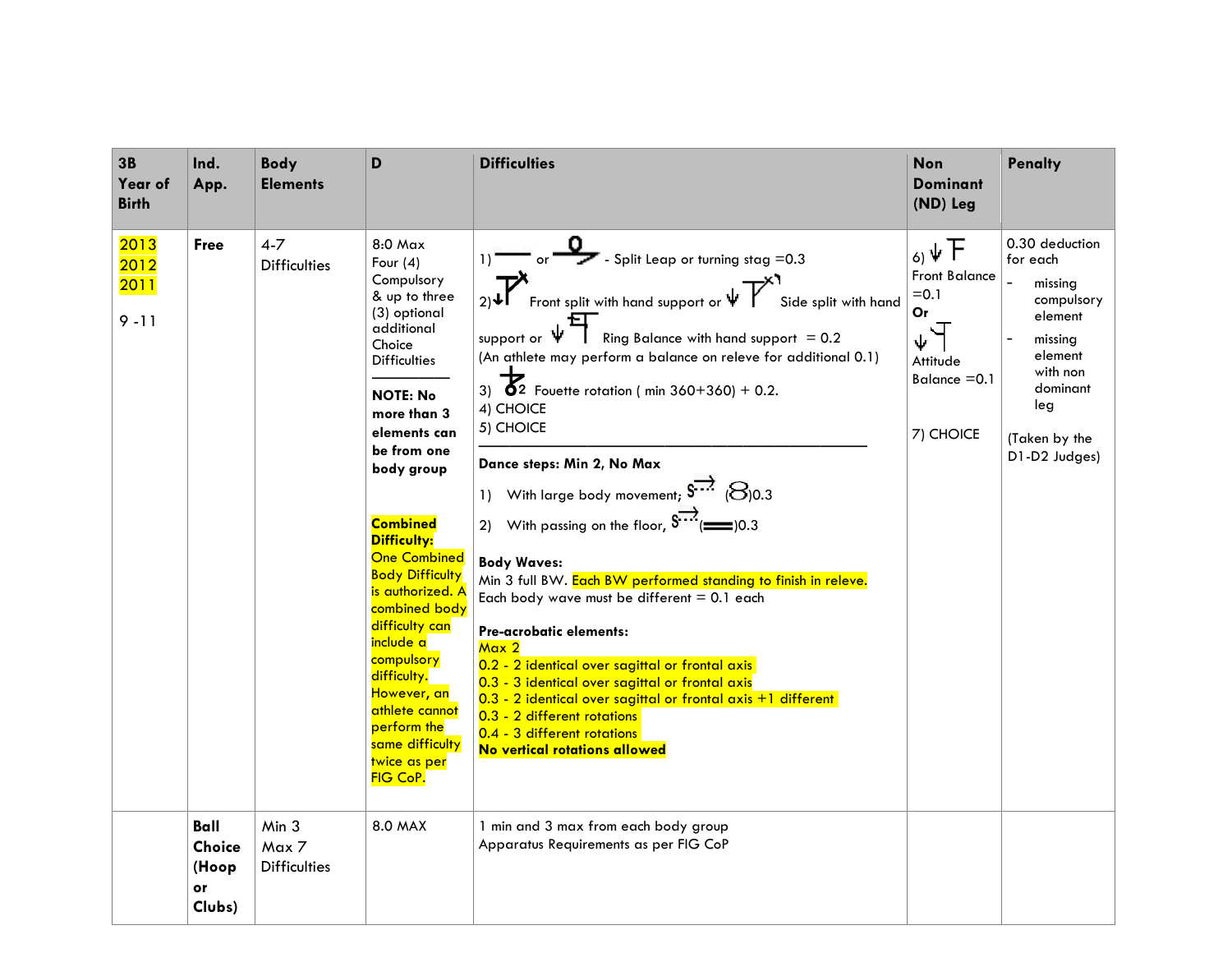| 3B Year of Birth | Ind. App. | Body Elements | D | Difficulties | Non Dominant (ND) Leg | Penalty |
|---|---|---|---|---|---|---|
| 2013<br>2012<br>2011<br><br>9 -11 | **Free** | 4-7 Difficulties | 8:0 Max<br>Four (4) Compulsory & up to three (3) optional additional Choice Difficulties<br>___________<br>**NOTE: No more than 3 elements can be from one body group**<br><br>**Combined Difficulty:**<br>One Combined Body Difficulty is authorized. A combined body difficulty can include a compulsory difficulty. However, an athlete cannot perform the same difficulty twice as per FIG CoP. | 1) or - Split Leap or turning stag =0.3<br>2) Front split with hand support or Side split with hand support or Ring Balance with hand support = 0.2<br>(An athlete may perform a balance on releve for additional 0.1)<br>3) 2 Fouette rotation ( min 360+360) + 0.2.<br>4) CHOICE<br>5) CHOICE<br>______________________________<br>**Dance steps: Min 2, No Max**<br>1) With large body movement; ()0.3<br>2) With passing on the floor, ()0.3<br><br>**Body Waves:**<br>Min 3 full BW. Each BW performed standing to finish in releve.<br>Each body wave must be different = 0.1 each<br><br>**Pre-acrobatic elements:**<br>Max 2<br>0.2 - 2 identical over sagittal or frontal axis<br>0.3 - 3 identical over sagittal or frontal axis<br>0.3 - 2 identical over sagittal or frontal axis +1 different<br>0.3 - 2 different rotations<br>0.4 - 3 different rotations<br>**No vertical rotations allowed** | 6) Front Balance =0.1<br>**Or**<br>Attitude Balance =0.1<br><br>7) CHOICE | 0.30 deduction for each<br>- missing compulsory element<br>- missing element with non dominant leg<br><br>(Taken by the D1-D2 Judges) |
| | **Ball Choice (Hoop or Clubs)** | Min 3<br>Max 7<br>Difficulties | 8.0 MAX | 1 min and 3 max from each body group<br>Apparatus Requirements as per FIG CoP | | |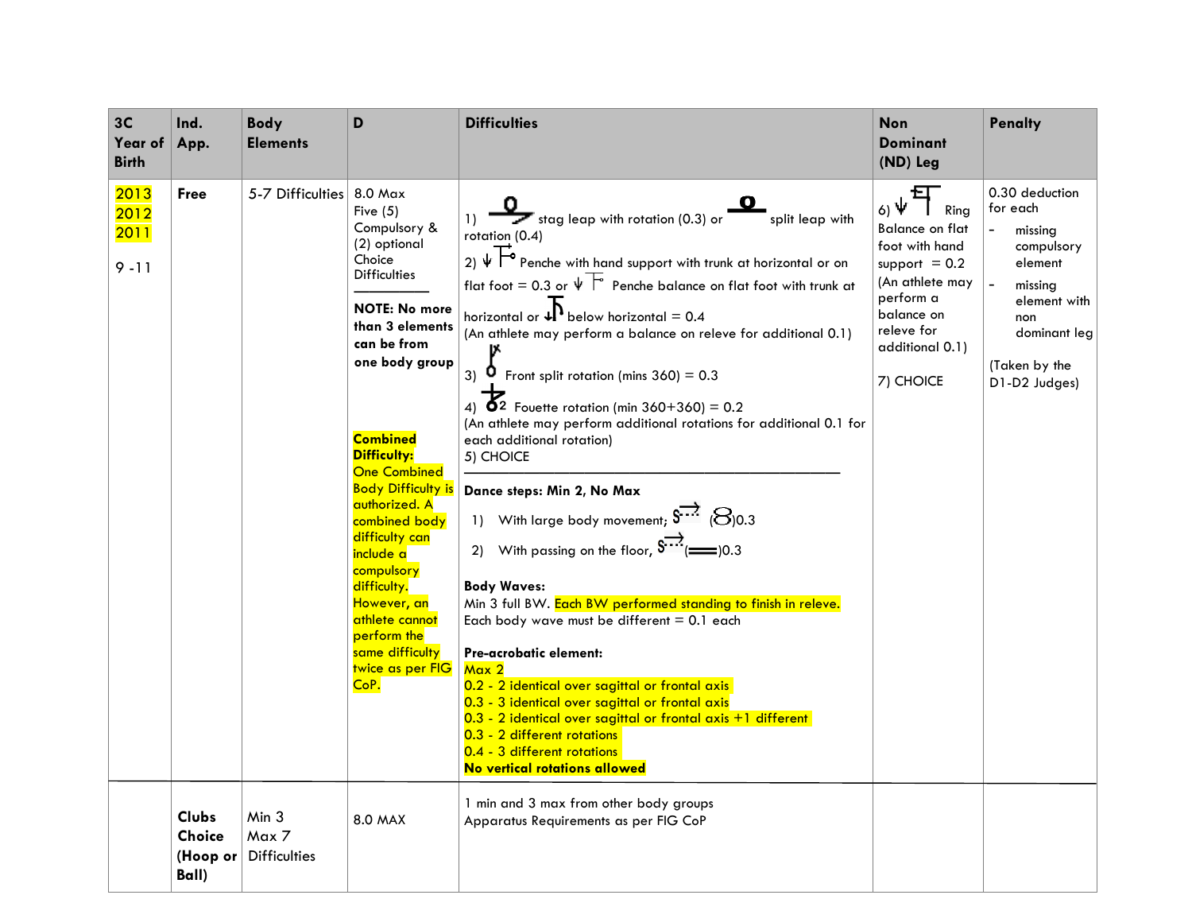| 3C Year of Birth | Ind. App. | Body Elements | D | Difficulties | Non Dominant (ND) Leg | Penalty |
|---|---|---|---|---|---|---|
| 2013<br>2012<br>2011<br><br>9 -11 | **Free** | 5-7 Difficulties | 8.0 Max<br>Five (5) Compulsory & (2) optional Choice Difficulties<br>___________<br>**NOTE: No more than 3 elements can be from one body group**<br><br>**Combined Difficulty:**<br>One Combined Body Difficulty is authorized. A combined body difficulty can include a compulsory difficulty. However, an athlete cannot perform the same difficulty twice as per FIG CoP. | 1) stag leap with rotation (0.3) or split leap with rotation (0.4)<br>2) Penche with hand support with trunk at horizontal or on flat foot = 0.3 or Penche balance on flat foot with trunk at horizontal or below horizontal = 0.4<br>(An athlete may perform a balance on releve for additional 0.1)<br>3) Front split rotation (mins 360) = 0.3<br>4) Fouette rotation (min 360+360) = 0.2<br>(An athlete may perform additional rotations for additional 0.1 for each additional rotation)<br>5) CHOICE<br>___________<br>**Dance steps: Min 2, No Max**<br>1) With large body movement; ( )0.3<br>2) With passing on the floor, ( )0.3<br><br>**Body Waves:**<br>Min 3 full BW. Each BW performed standing to finish in releve.<br>Each body wave must be different = 0.1 each<br><br>**Pre-acrobatic element:**<br>Max 2<br>0.2 - 2 identical over sagittal or frontal axis<br>0.3 - 3 identical over sagittal or frontal axis<br>0.3 - 2 identical over sagittal or frontal axis +1 different<br>0.3 - 2 different rotations<br>0.4 - 3 different rotations<br>**No vertical rotations allowed** | 6) Ring Balance on flat foot with hand support = 0.2<br>(An athlete may perform a balance on releve for additional 0.1)<br><br>7) CHOICE | 0.30 deduction for each<br>- missing compulsory element<br>- missing element with non dominant leg<br><br>(Taken by the D1-D2 Judges) |
| | **Clubs Choice (Hoop or Ball)** | Min 3<br>Max 7<br>Difficulties | 8.0 MAX | 1 min and 3 max from other body groups<br>Apparatus Requirements as per FIG CoP | | |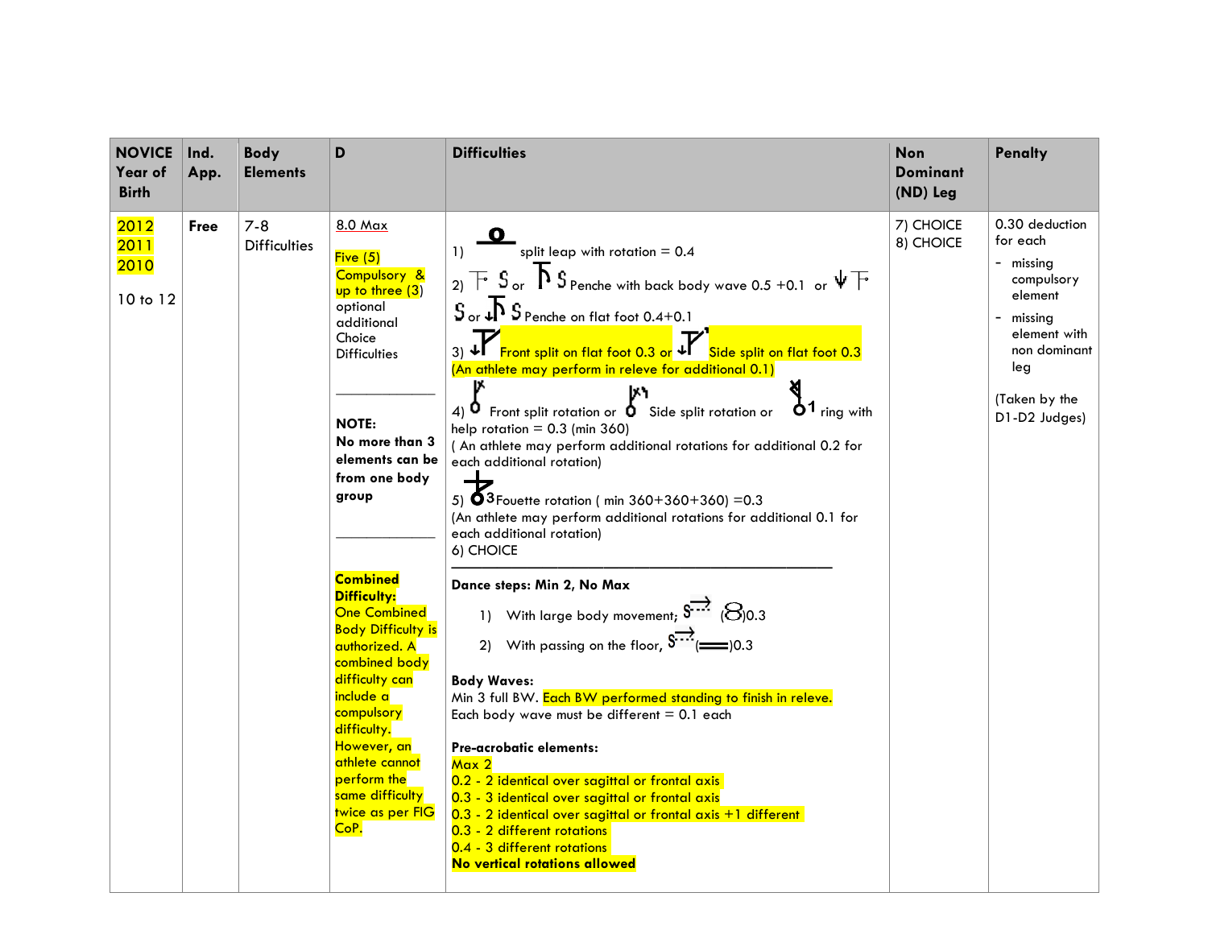| NOVICE Year of Birth | Ind. App. | Body Elements | D | Difficulties | Non Dominant (ND) Leg | Penalty |
|---|---|---|---|---|---|---|
| 2012<br>2011<br>2010<br><br>10 to 12 | **Free** | 7-8 Difficulties | 8.0 Max<br><br>Five (5) Compulsory & up to three (3) optional additional Choice Difficulties<br><br>___________<br><br>**NOTE:**<br>**No more than 3 elements can be from one body group**<br><br>___________<br><br>**Combined Difficulty:**<br>One Combined Body Difficulty is authorized. A combined body difficulty can include a compulsory difficulty. However, an athlete cannot perform the same difficulty twice as per FIG CoP. | 1) split leap with rotation = 0.4<br><br>2) or Penche with back body wave 0.5 +0.1 or or Penche on flat foot 0.4+0.1<br><br>3) Front split on flat foot 0.3 or Side split on flat foot 0.3 (An athlete may perform in releve for additional 0.1)<br><br>4) Front split rotation or Side split rotation or ring with help rotation = 0.3 (min 360)<br>( An athlete may perform additional rotations for additional 0.2 for each additional rotation)<br><br>5) Fouette rotation ( min 360+360+360) =0.3<br>(An athlete may perform additional rotations for additional 0.1 for each additional rotation)<br>6) CHOICE<br>___________________________<br><br>**Dance steps: Min 2, No Max**<br>1) With large body movement; (8)0.3<br>2) With passing on the floor, (═)0.3<br><br>**Body Waves:**<br>Min 3 full BW. Each BW performed standing to finish in releve.<br>Each body wave must be different = 0.1 each<br><br>**Pre-acrobatic elements:**<br>Max 2<br>0.2 - 2 identical over sagittal or frontal axis<br>0.3 - 3 identical over sagittal or frontal axis<br>0.3 - 2 identical over sagittal or frontal axis +1 different<br>0.3 - 2 different rotations<br>0.4 - 3 different rotations<br>**No vertical rotations allowed** | 7) CHOICE<br>8) CHOICE | 0.30 deduction for each<br>- missing compulsory element<br>- missing element with non dominant leg<br><br>(Taken by the D1-D2 Judges) |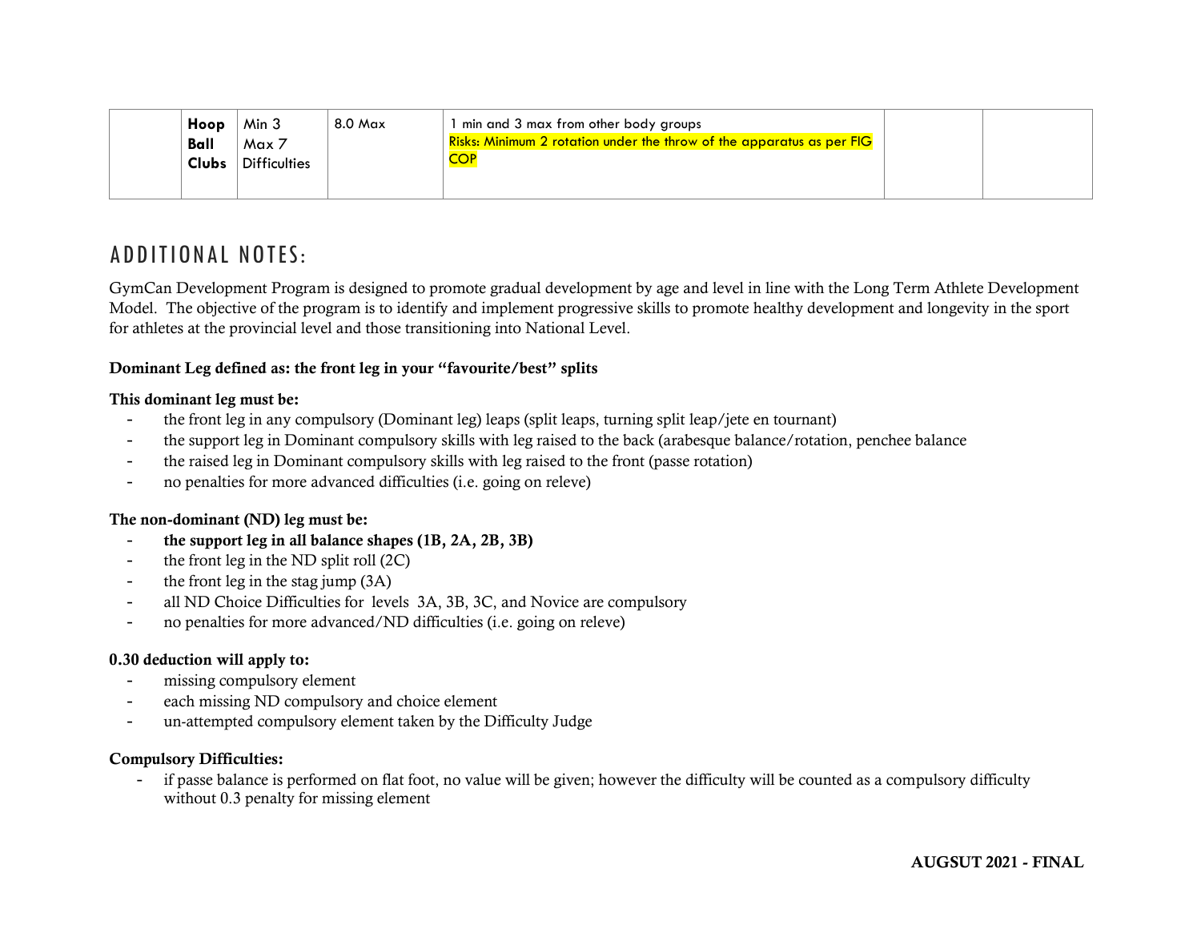| | | | | | | |
|---|---|---|---|---|---|---|
| | **Hoop**<br>**Ball**<br>**Clubs** | Min 3<br>Max 7<br>Difficulties | 8.0 Max | 1 min and 3 max from other body groups<br>Risks: Minimum 2 rotation under the throw of the apparatus as per FIG COP | | |

## ADDITIONAL NOTES:

GymCan Development Program is designed to promote gradual development by age and level in line with the Long Term Athlete Development Model. The objective of the program is to identify and implement progressive skills to promote healthy development and longevity in the sport for athletes at the provincial level and those transitioning into National Level.

**Dominant Leg defined as: the front leg in your "favourite/best" splits**

**This dominant leg must be:**

- the front leg in any compulsory (Dominant leg) leaps (split leaps, turning split leap/jete en tournant)
- the support leg in Dominant compulsory skills with leg raised to the back (arabesque balance/rotation, penchee balance
- the raised leg in Dominant compulsory skills with leg raised to the front (passe rotation)
- no penalties for more advanced difficulties (i.e. going on releve)

**The non-dominant (ND) leg must be:**

- **the support leg in all balance shapes (1B, 2A, 2B, 3B)**
- the front leg in the ND split roll (2C)
- the front leg in the stag jump (3A)
- all ND Choice Difficulties for levels 3A, 3B, 3C, and Novice are compulsory
- no penalties for more advanced/ND difficulties (i.e. going on releve)

**0.30 deduction will apply to:**

- missing compulsory element
- each missing ND compulsory and choice element
- un-attempted compulsory element taken by the Difficulty Judge

**Compulsory Difficulties:**

- if passe balance is performed on flat foot, no value will be given; however the difficulty will be counted as a compulsory difficulty without 0.3 penalty for missing element

**AUGSUT 2021 - FINAL**